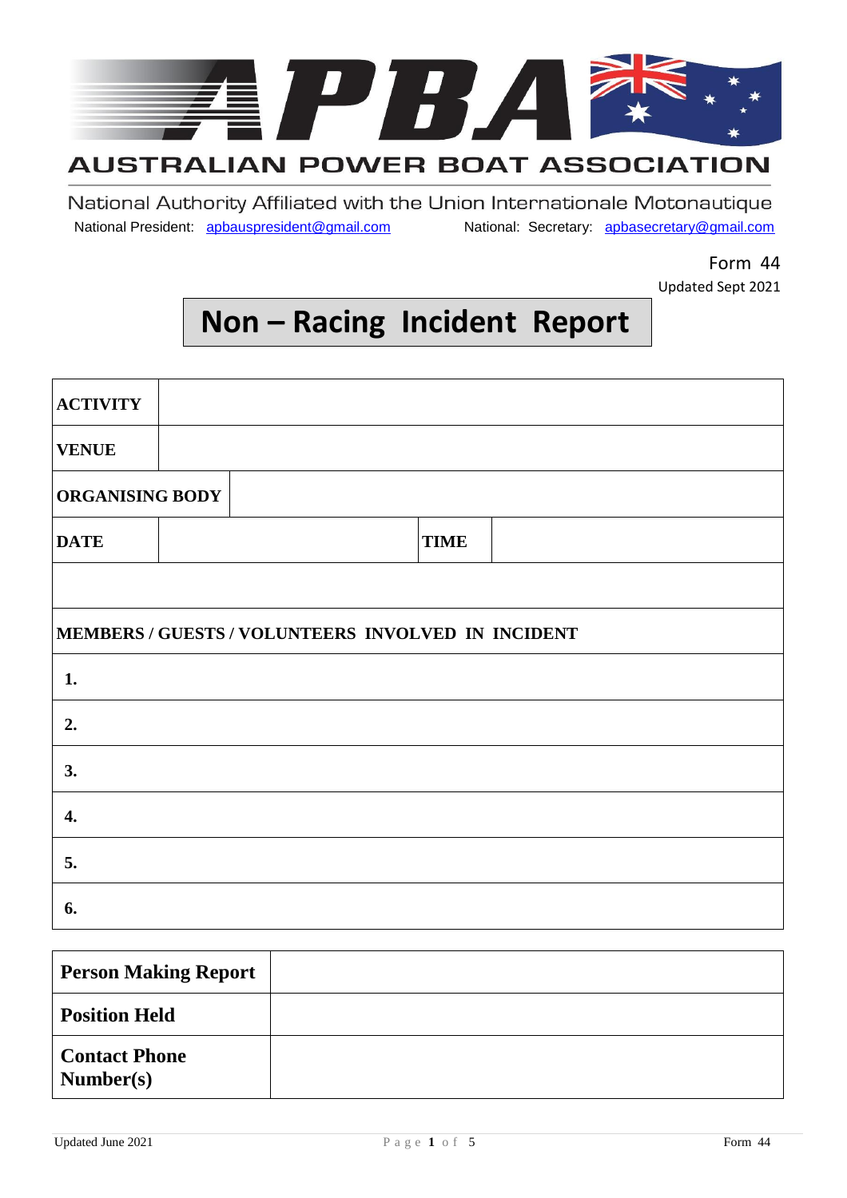# APBA

## AUSTRALIAN POWER BOAT ASSOCIATION

National Authority Affiliated with the Union Internationale Motonautique

National President: apbauspresident@gmail.com National: Secretary: apbasecretary@gmail.com

Form 44
Updated Sept 2021

# Non – Racing Incident Report

| **ACTIVITY** | | | |
|---|---|---|---|
| **VENUE** | | | |
| **ORGANISING BODY** | | | |
| **DATE** | | **TIME** | |
| | | | |
| **MEMBERS / GUESTS / VOLUNTEERS INVOLVED IN INCIDENT** | | | |
| **1.** | | | |
| **2.** | | | |
| **3.** | | | |
| **4.** | | | |
| **5.** | | | |
| **6.** | | | |

| **Person Making Report** | |
|---|---|
| **Position Held** | |
| **Contact Phone Number(s)** | |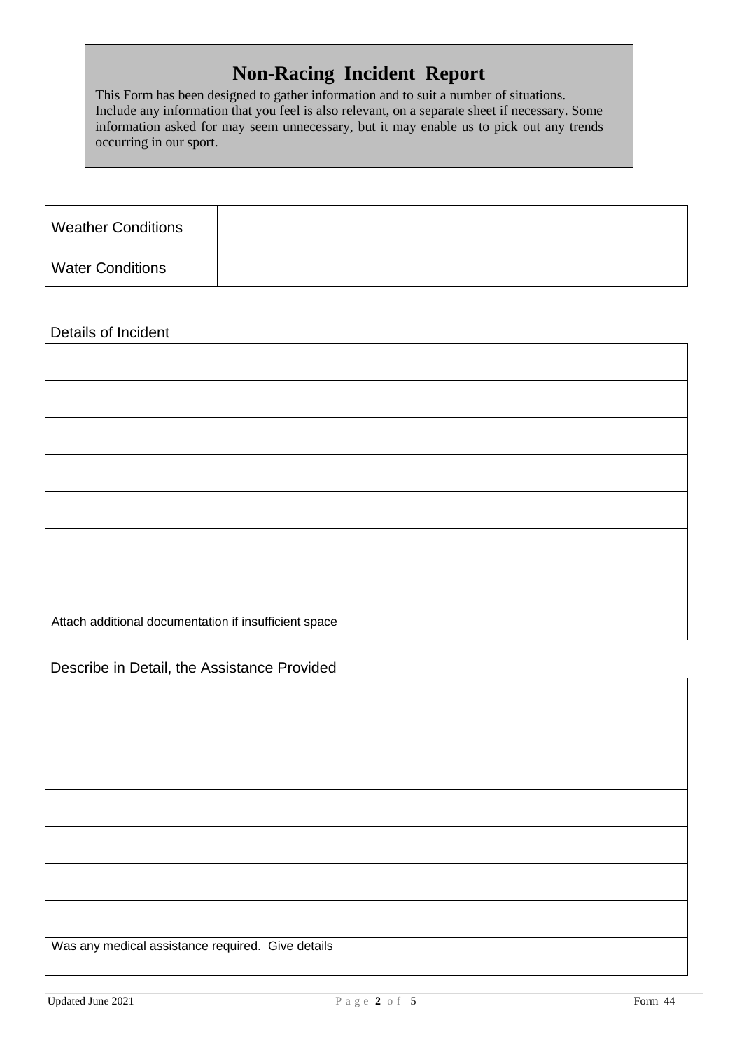# Non-Racing Incident Report

This Form has been designed to gather information and to suit a number of situations. Include any information that you feel is also relevant, on a separate sheet if necessary. Some information asked for may seem unnecessary, but it may enable us to pick out any trends occurring in our sport.

| | |
|---|---|
| Weather Conditions | |
| Water Conditions | |

Details of Incident

| |
|---|
| |
| |
| |
| |
| |
| |
| |
| Attach additional documentation if insufficient space |

Describe in Detail, the Assistance Provided

| |
|---|
| |
| |
| |
| |
| |
| |
| |
| Was any medical assistance required. Give details |

Updated June 2021 — Form 44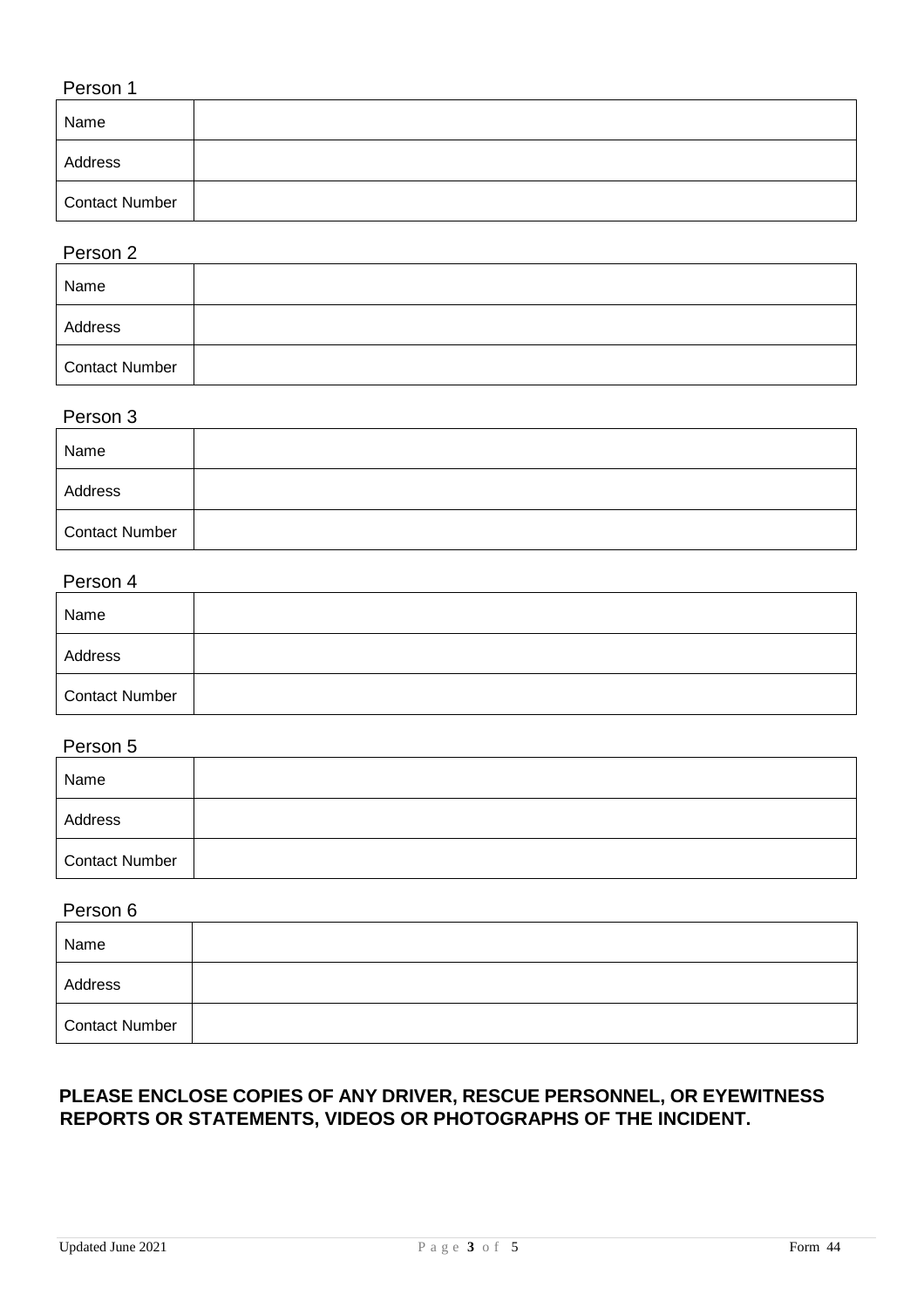Person 1

| Name | |
|---|---|
| Address | |
| Contact Number | |

Person 2

| Name | |
|---|---|
| Address | |
| Contact Number | |

Person 3

| Name | |
|---|---|
| Address | |
| Contact Number | |

Person 4

| Name | |
|---|---|
| Address | |
| Contact Number | |

Person 5

| Name | |
|---|---|
| Address | |
| Contact Number | |

Person 6

| Name | |
|---|---|
| Address | |
| Contact Number | |

**PLEASE ENCLOSE COPIES OF ANY DRIVER, RESCUE PERSONNEL, OR EYEWITNESS REPORTS OR STATEMENTS, VIDEOS OR PHOTOGRAPHS OF THE INCIDENT.**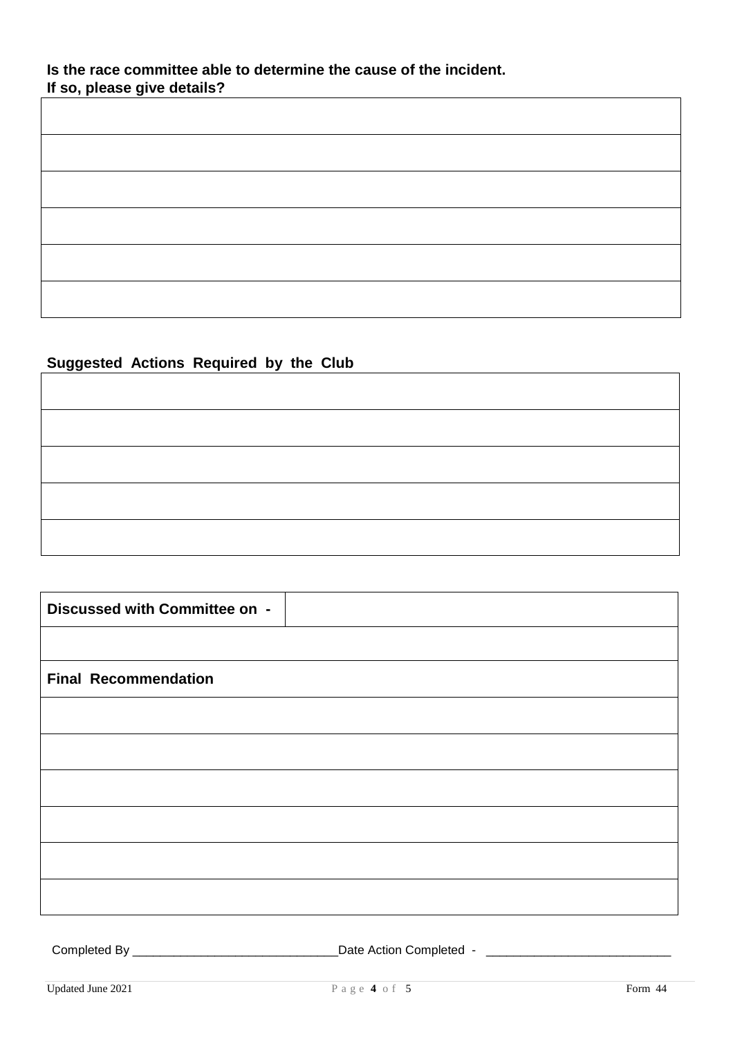**Is the race committee able to determine the cause of the incident.**
**If so, please give details?**

| |
|---|
| |
| |
| |
| |
| |
| |

**Suggested Actions Required by the Club**

| |
|---|
| |
| |
| |
| |
| |

| | |
|---|---|
| **Discussed with Committee on -** | |
| | |
| **Final Recommendation** | |
| | |
| | |
| | |
| | |
| | |
| | |

Completed By ______________________________Date Action Completed - ___________________________

Updated June 2021 | Form 44